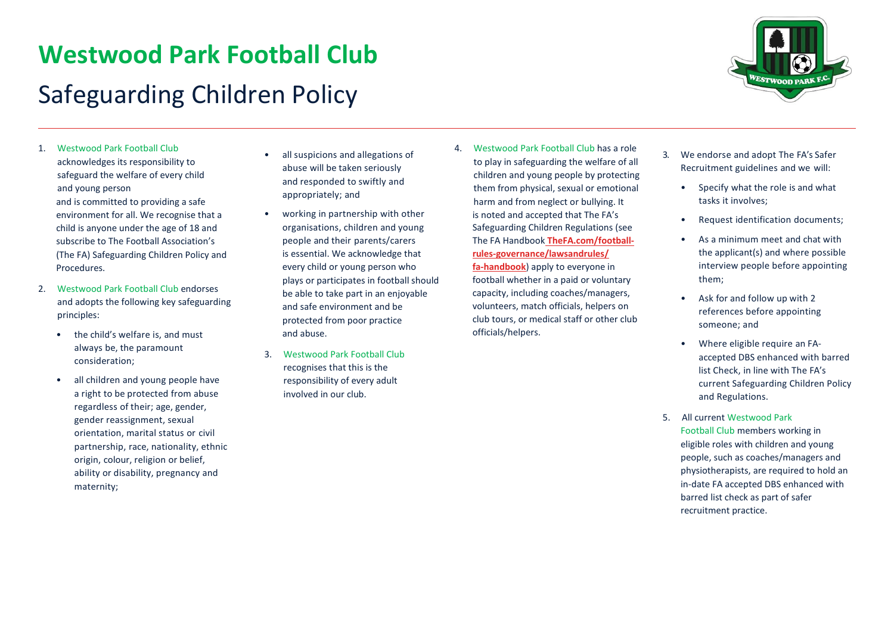# Westwood Park Football Club

## Safeguarding Children Policy

1. Westwood Park Football Club acknowledges its responsibility to safeguard the welfare of every child and young person and is committed to providing a safe environment for all. We recognise that a child is anyone under the age of 18 and subscribe to The Football Association's (The FA) Safeguarding Children Policy and Procedures.

2. Westwood Park Football Club endorses and adopts the following key safeguarding principles:

   - the child's welfare is, and must always be, the paramount consideration;
   - all children and young people have a right to be protected from abuse regardless of their; age, gender, gender reassignment, sexual orientation, marital status or civil partnership, race, nationality, ethnic origin, colour, religion or belief, ability or disability, pregnancy and maternity;
   - all suspicions and allegations of abuse will be taken seriously and responded to swiftly and appropriately; and
   - working in partnership with other organisations, children and young people and their parents/carers is essential. We acknowledge that every child or young person who plays or participates in football should be able to take part in an enjoyable and safe environment and be protected from poor practice and abuse.

3. Westwood Park Football Club recognises that this is the responsibility of every adult involved in our club.

4. Westwood Park Football Club has a role to play in safeguarding the welfare of all children and young people by protecting them from physical, sexual or emotional harm and from neglect or bullying. It is noted and accepted that The FA's Safeguarding Children Regulations (see The FA Handbook **TheFA.com/football-rules-governance/lawsandrules/fa-handbook**) apply to everyone in football whether in a paid or voluntary capacity, including coaches/managers, volunteers, match officials, helpers on club tours, or medical staff or other club officials/helpers.

3. We endorse and adopt The FA's Safer Recruitment guidelines and we will:

   - Specify what the role is and what tasks it involves;
   - Request identification documents;
   - As a minimum meet and chat with the applicant(s) and where possible interview people before appointing them;
   - Ask for and follow up with 2 references before appointing someone; and
   - Where eligible require an FA-accepted DBS enhanced with barred list Check, in line with The FA's current Safeguarding Children Policy and Regulations.

5. All current Westwood Park Football Club members working in eligible roles with children and young people, such as coaches/managers and physiotherapists, are required to hold an in-date FA accepted DBS enhanced with barred list check as part of safer recruitment practice.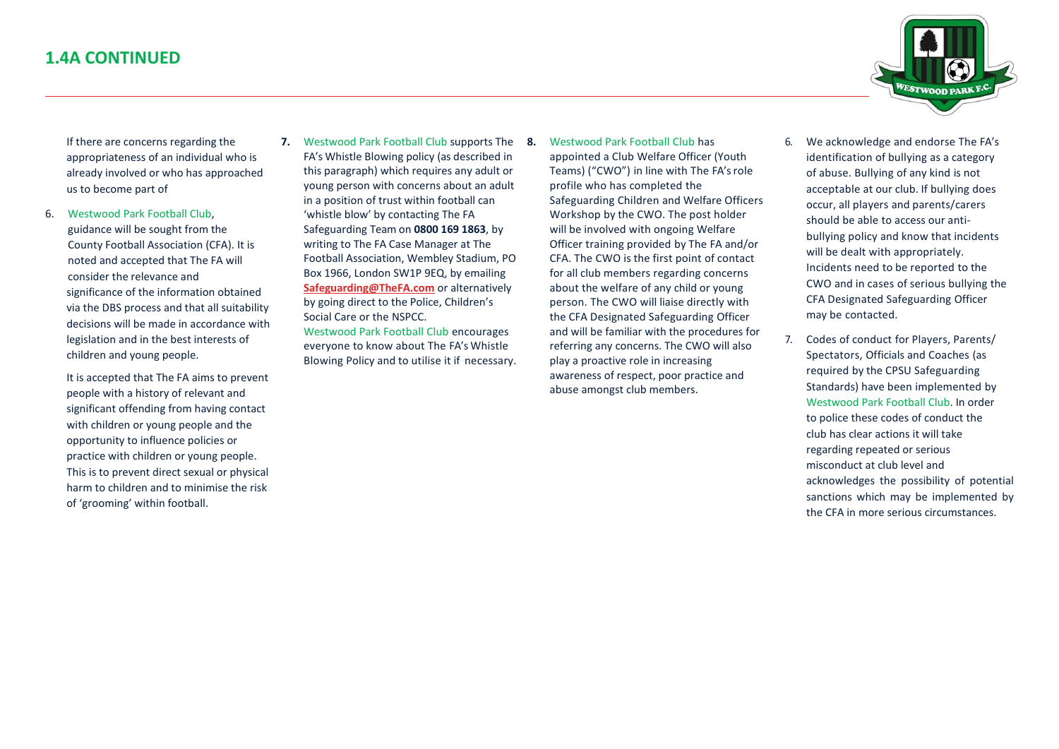## 1.4A CONTINUED

If there are concerns regarding the appropriateness of an individual who is already involved or who has approached us to become part of

6. Westwood Park Football Club, guidance will be sought from the County Football Association (CFA). It is noted and accepted that The FA will consider the relevance and significance of the information obtained via the DBS process and that all suitability decisions will be made in accordance with legislation and in the best interests of children and young people.

   It is accepted that The FA aims to prevent people with a history of relevant and significant offending from having contact with children or young people and the opportunity to influence policies or practice with children or young people. This is to prevent direct sexual or physical harm to children and to minimise the risk of 'grooming' within football.

7. Westwood Park Football Club supports The FA's Whistle Blowing policy (as described in this paragraph) which requires any adult or young person with concerns about an adult in a position of trust within football can 'whistle blow' by contacting The FA Safeguarding Team on **0800 169 1863**, by writing to The FA Case Manager at The Football Association, Wembley Stadium, PO Box 1966, London SW1P 9EQ, by emailing **Safeguarding@TheFA.com** or alternatively by going direct to the Police, Children's Social Care or the NSPCC.
   Westwood Park Football Club encourages everyone to know about The FA's Whistle Blowing Policy and to utilise it if necessary.

8. Westwood Park Football Club has appointed a Club Welfare Officer (Youth Teams) ("CWO") in line with The FA's role profile who has completed the Safeguarding Children and Welfare Officers Workshop by the CWO. The post holder will be involved with ongoing Welfare Officer training provided by The FA and/or CFA. The CWO is the first point of contact for all club members regarding concerns about the welfare of any child or young person. The CWO will liaise directly with the CFA Designated Safeguarding Officer and will be familiar with the procedures for referring any concerns. The CWO will also play a proactive role in increasing awareness of respect, poor practice and abuse amongst club members.

6. We acknowledge and endorse The FA's identification of bullying as a category of abuse. Bullying of any kind is not acceptable at our club. If bullying does occur, all players and parents/carers should be able to access our anti-bullying policy and know that incidents will be dealt with appropriately. Incidents need to be reported to the CWO and in cases of serious bullying the CFA Designated Safeguarding Officer may be contacted.

7. Codes of conduct for Players, Parents/ Spectators, Officials and Coaches (as required by the CPSU Safeguarding Standards) have been implemented by Westwood Park Football Club. In order to police these codes of conduct the club has clear actions it will take regarding repeated or serious misconduct at club level and acknowledges the possibility of potential sanctions which may be implemented by the CFA in more serious circumstances.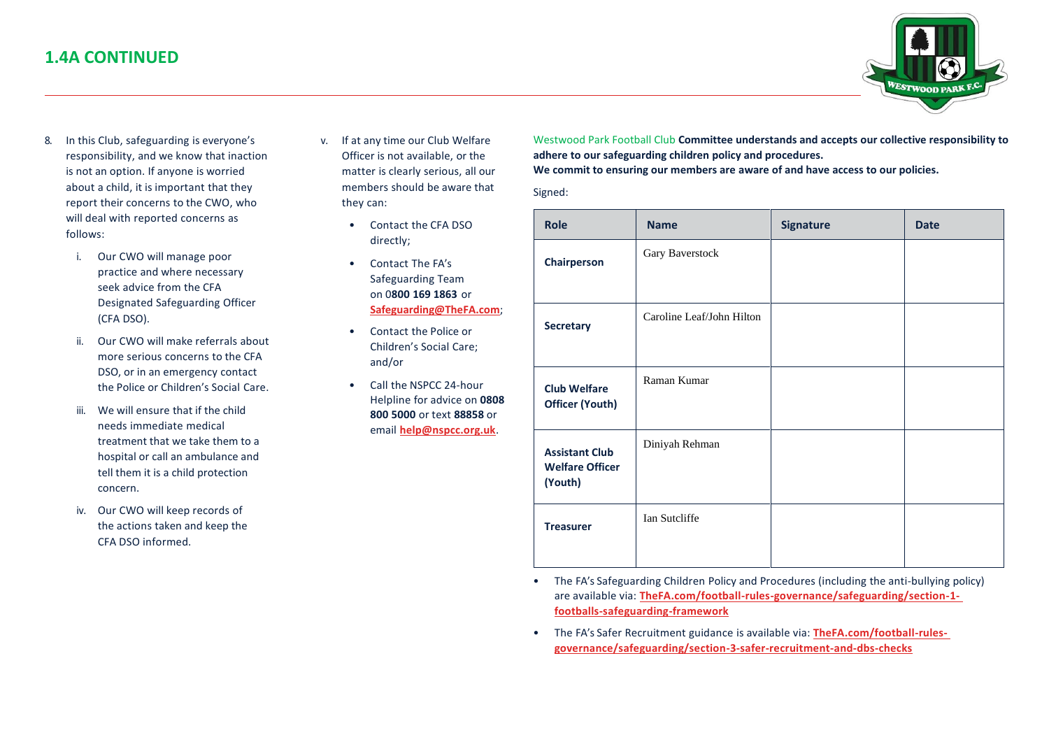## 1.4A CONTINUED

8. In this Club, safeguarding is everyone's responsibility, and we know that inaction is not an option. If anyone is worried about a child, it is important that they report their concerns to the CWO, who will deal with reported concerns as follows:

   i. Our CWO will manage poor practice and where necessary seek advice from the CFA Designated Safeguarding Officer (CFA DSO).

   ii. Our CWO will make referrals about more serious concerns to the CFA DSO, or in an emergency contact the Police or Children's Social Care.

   iii. We will ensure that if the child needs immediate medical treatment that we take them to a hospital or call an ambulance and tell them it is a child protection concern.

   iv. Our CWO will keep records of the actions taken and keep the CFA DSO informed.

   v. If at any time our Club Welfare Officer is not available, or the matter is clearly serious, all our members should be aware that they can:

      - Contact the CFA DSO directly;
      - Contact The FA's Safeguarding Team on 0**800 169 1863** or **Safeguarding@TheFA.com**;
      - Contact the Police or Children's Social Care; and/or
      - Call the NSPCC 24-hour Helpline for advice on **0808 800 5000** or text **88858** or email **help@nspcc.org.uk**.

Westwood Park Football Club **Committee understands and accepts our collective responsibility to adhere to our safeguarding children policy and procedures.**
**We commit to ensuring our members are aware of and have access to our policies.**

Signed:

| Role | Name | Signature | Date |
|---|---|---|---|
| **Chairperson** | Gary Baverstock | | |
| **Secretary** | Caroline Leaf/John Hilton | | |
| **Club Welfare Officer (Youth)** | Raman Kumar | | |
| **Assistant Club Welfare Officer (Youth)** | Diniyah Rehman | | |
| **Treasurer** | Ian Sutcliffe | | |

- The FA's Safeguarding Children Policy and Procedures (including the anti-bullying policy) are available via: **TheFA.com/football-rules-governance/safeguarding/section-1-footballs-safeguarding-framework**
- The FA's Safer Recruitment guidance is available via: **TheFA.com/football-rules-governance/safeguarding/section-3-safer-recruitment-and-dbs-checks**